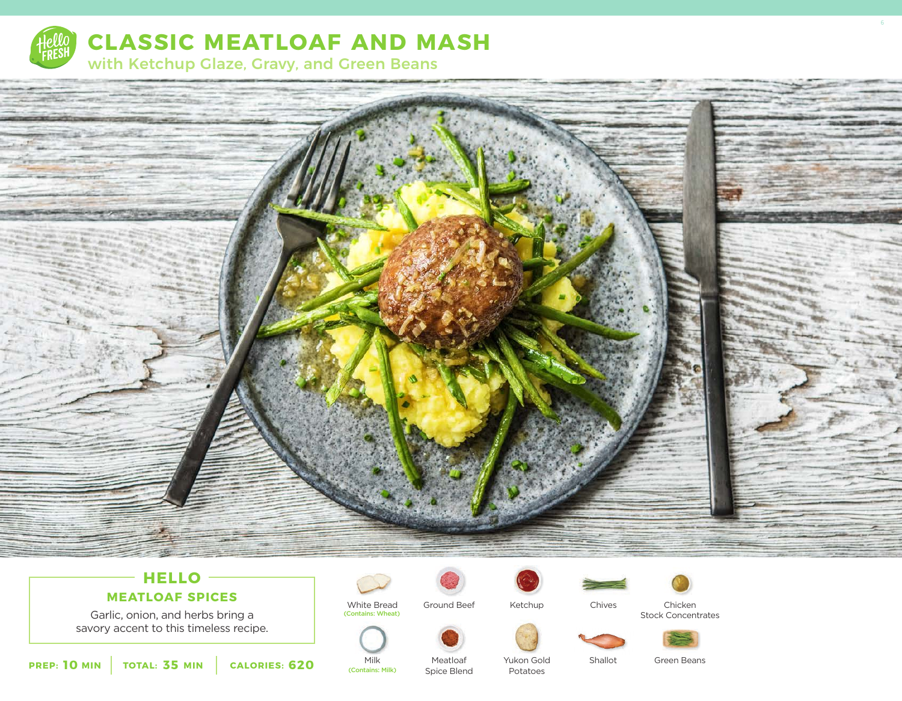# CLASSIC MEATLOAF AND MASH

## with Ketchup Glaze, Gravy, and Green Beans

### HELLO

### MEATLOAF SPICES

Garlic, onion, and herbs bring a savory accent to this timeless recipe.

**PREP: 10 MIN** | **TOTAL: 35 MIN** | **CALORIES: 620**

White Bread
(Contains: Wheat)

Ground Beef

Ketchup

Chives

Chicken Stock Concentrates

Milk
(Contains: Milk)

Meatloaf Spice Blend

Yukon Gold Potatoes

Shallot

Green Beans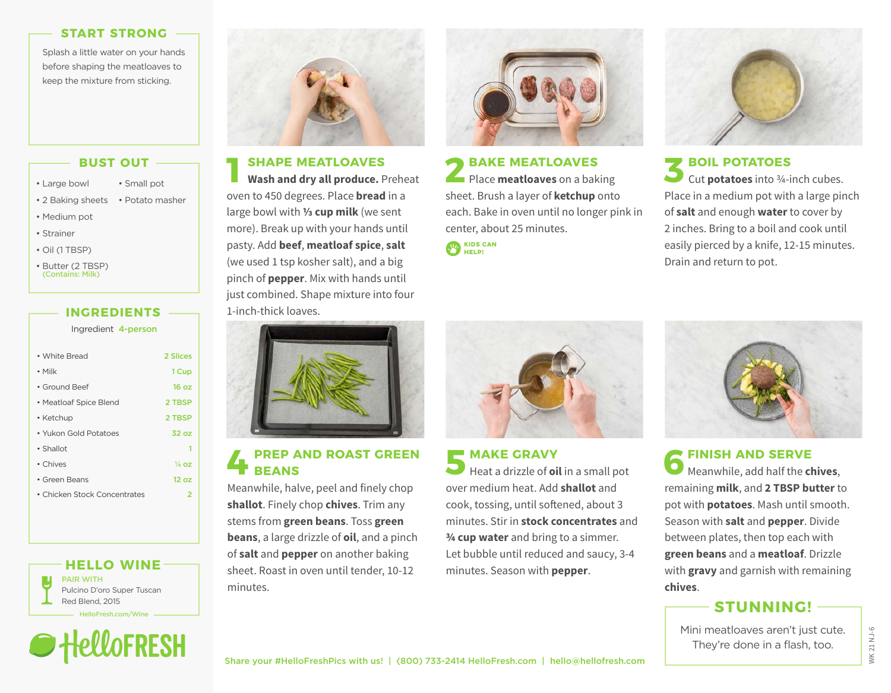## START STRONG

Splash a little water on your hands before shaping the meatloaves to keep the mixture from sticking.

## BUST OUT

- Large bowl
- Small pot
- 2 Baking sheets
- Potato masher
- Medium pot
- Strainer
- Oil (1 TBSP)
- Butter (2 TBSP) (Contains: Milk)

## INGREDIENTS

| Ingredient | 4-person |
| --- | --- |
| White Bread | 2 Slices |
| Milk | 1 Cup |
| Ground Beef | 16 oz |
| Meatloaf Spice Blend | 2 TBSP |
| Ketchup | 2 TBSP |
| Yukon Gold Potatoes | 32 oz |
| Shallot | 1 |
| Chives | ¼ oz |
| Green Beans | 12 oz |
| Chicken Stock Concentrates | 2 |

## HELLO WINE

PAIR WITH
Pulcino D'oro Super Tuscan Red Blend, 2015
HelloFresh.com/Wine

HelloFRESH

## 1 SHAPE MEATLOAVES

**Wash and dry all produce.** Preheat oven to 450 degrees. Place **bread** in a large bowl with **⅓ cup milk** (we sent more). Break up with your hands until pasty. Add **beef**, **meatloaf spice**, **salt** (we used 1 tsp kosher salt), and a big pinch of **pepper**. Mix with hands until just combined. Shape mixture into four 1-inch-thick loaves.

## 2 BAKE MEATLOAVES

Place **meatloaves** on a baking sheet. Brush a layer of **ketchup** onto each. Bake in oven until no longer pink in center, about 25 minutes.

KIDS CAN HELP!

## 3 BOIL POTATOES

Cut **potatoes** into ¾-inch cubes. Place in a medium pot with a large pinch of **salt** and enough **water** to cover by 2 inches. Bring to a boil and cook until easily pierced by a knife, 12-15 minutes. Drain and return to pot.

## 4 PREP AND ROAST GREEN BEANS

Meanwhile, halve, peel and finely chop **shallot**. Finely chop **chives**. Trim any stems from **green beans**. Toss **green beans**, a large drizzle of **oil**, and a pinch of **salt** and **pepper** on another baking sheet. Roast in oven until tender, 10-12 minutes.

## 5 MAKE GRAVY

Heat a drizzle of **oil** in a small pot over medium heat. Add **shallot** and cook, tossing, until softened, about 3 minutes. Stir in **stock concentrates** and **¾ cup water** and bring to a simmer. Let bubble until reduced and saucy, 3-4 minutes. Season with **pepper**.

## 6 FINISH AND SERVE

Meanwhile, add half the **chives**, remaining **milk**, and **2 TBSP butter** to pot with **potatoes**. Mash until smooth. Season with **salt** and **pepper**. Divide between plates, then top each with **green beans** and a **meatloaf**. Drizzle with **gravy** and garnish with remaining **chives**.

## STUNNING!

Mini meatloaves aren't just cute. They're done in a flash, too.

Share your #HelloFreshPics with us! | (800) 733-2414 HelloFresh.com | hello@hellofresh.com

WK 21 NJ-6